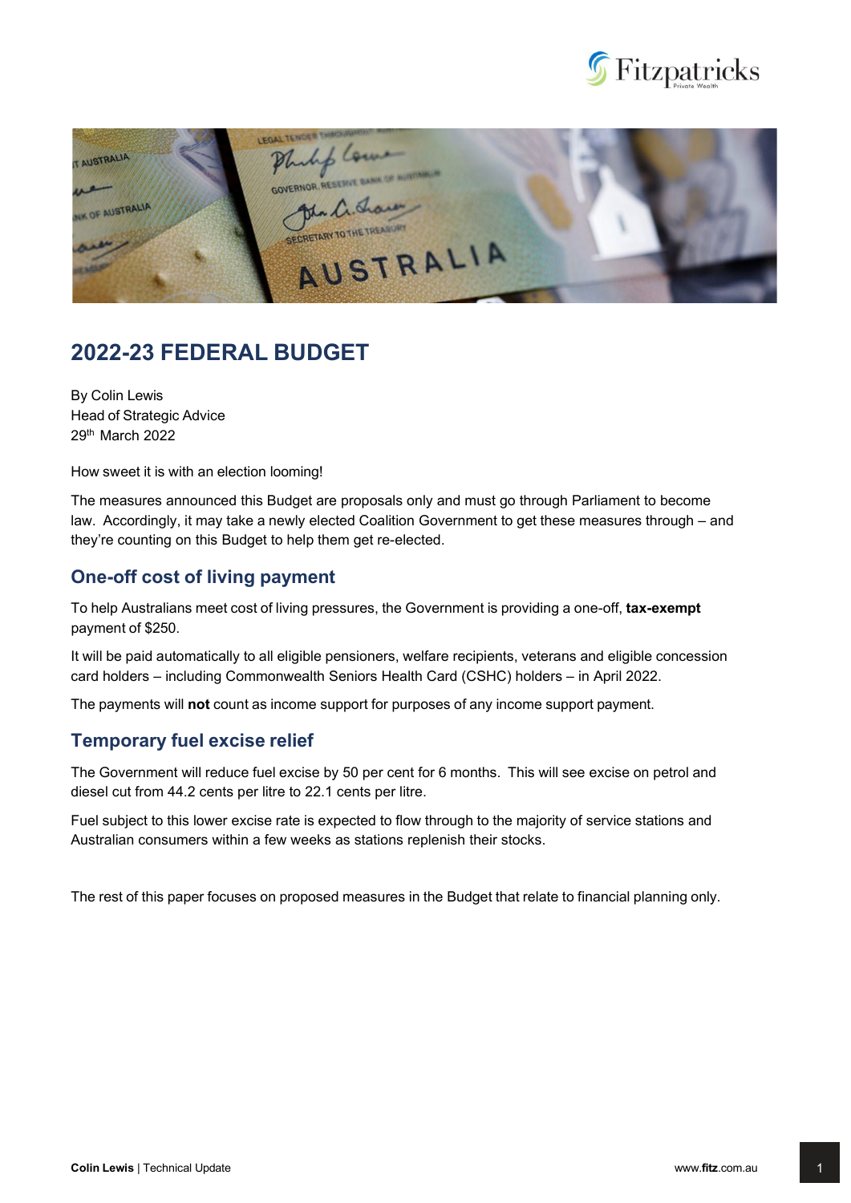# 2022-23 FEDERAL BUDGET

By Colin Lewis
Head of Strategic Advice
29th March 2022

How sweet it is with an election looming!

The measures announced this Budget are proposals only and must go through Parliament to become law. Accordingly, it may take a newly elected Coalition Government to get these measures through – and they're counting on this Budget to help them get re-elected.

## One-off cost of living payment

To help Australians meet cost of living pressures, the Government is providing a one-off, **tax-exempt** payment of $250.

It will be paid automatically to all eligible pensioners, welfare recipients, veterans and eligible concession card holders – including Commonwealth Seniors Health Card (CSHC) holders – in April 2022.

The payments will **not** count as income support for purposes of any income support payment.

## Temporary fuel excise relief

The Government will reduce fuel excise by 50 per cent for 6 months. This will see excise on petrol and diesel cut from 44.2 cents per litre to 22.1 cents per litre.

Fuel subject to this lower excise rate is expected to flow through to the majority of service stations and Australian consumers within a few weeks as stations replenish their stocks.

The rest of this paper focuses on proposed measures in the Budget that relate to financial planning only.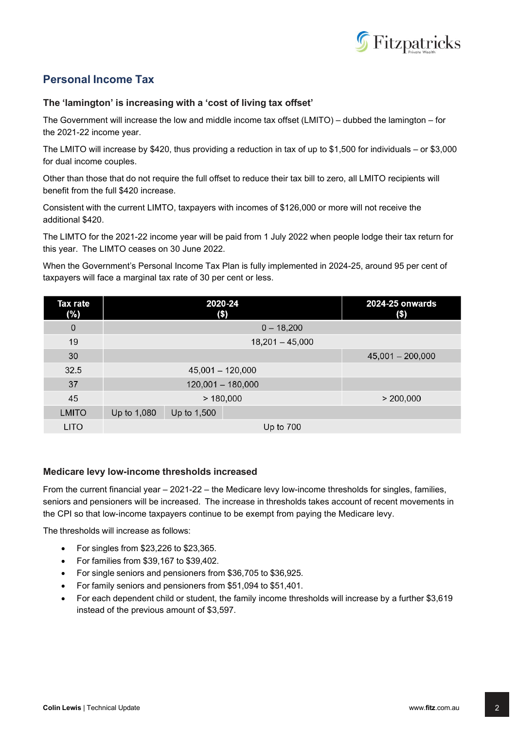## Personal Income Tax

### The 'lamington' is increasing with a 'cost of living tax offset'

The Government will increase the low and middle income tax offset (LMITO) – dubbed the lamington – for the 2021-22 income year.

The LMITO will increase by $420, thus providing a reduction in tax of up to $1,500 for individuals – or $3,000 for dual income couples.

Other than those that do not require the full offset to reduce their tax bill to zero, all LMITO recipients will benefit from the full $420 increase.

Consistent with the current LIMTO, taxpayers with incomes of $126,000 or more will not receive the additional $420.

The LIMTO for the 2021-22 income year will be paid from 1 July 2022 when people lodge their tax return for this year. The LIMTO ceases on 30 June 2022.

When the Government's Personal Income Tax Plan is fully implemented in 2024-25, around 95 per cent of taxpayers will face a marginal tax rate of 30 per cent or less.

| Tax rate (%) | 2020-24 ($) | 2024-25 onwards ($) |
|---|---|---|
| 0 | 0 – 18,200 | |
| 19 | 18,201 – 45,000 | |
| 30 | | 45,001 – 200,000 |
| 32.5 | 45,001 – 120,000 | |
| 37 | 120,001 – 180,000 | |
| 45 | > 180,000 | > 200,000 |
| LMITO | Up to 1,080; Up to 1,500 | |
| LITO | Up to 700 | |

### Medicare levy low-income thresholds increased

From the current financial year – 2021-22 – the Medicare levy low-income thresholds for singles, families, seniors and pensioners will be increased. The increase in thresholds takes account of recent movements in the CPI so that low-income taxpayers continue to be exempt from paying the Medicare levy.

The thresholds will increase as follows:

- For singles from $23,226 to $23,365.
- For families from $39,167 to $39,402.
- For single seniors and pensioners from $36,705 to $36,925.
- For family seniors and pensioners from $51,094 to $51,401.
- For each dependent child or student, the family income thresholds will increase by a further $3,619 instead of the previous amount of $3,597.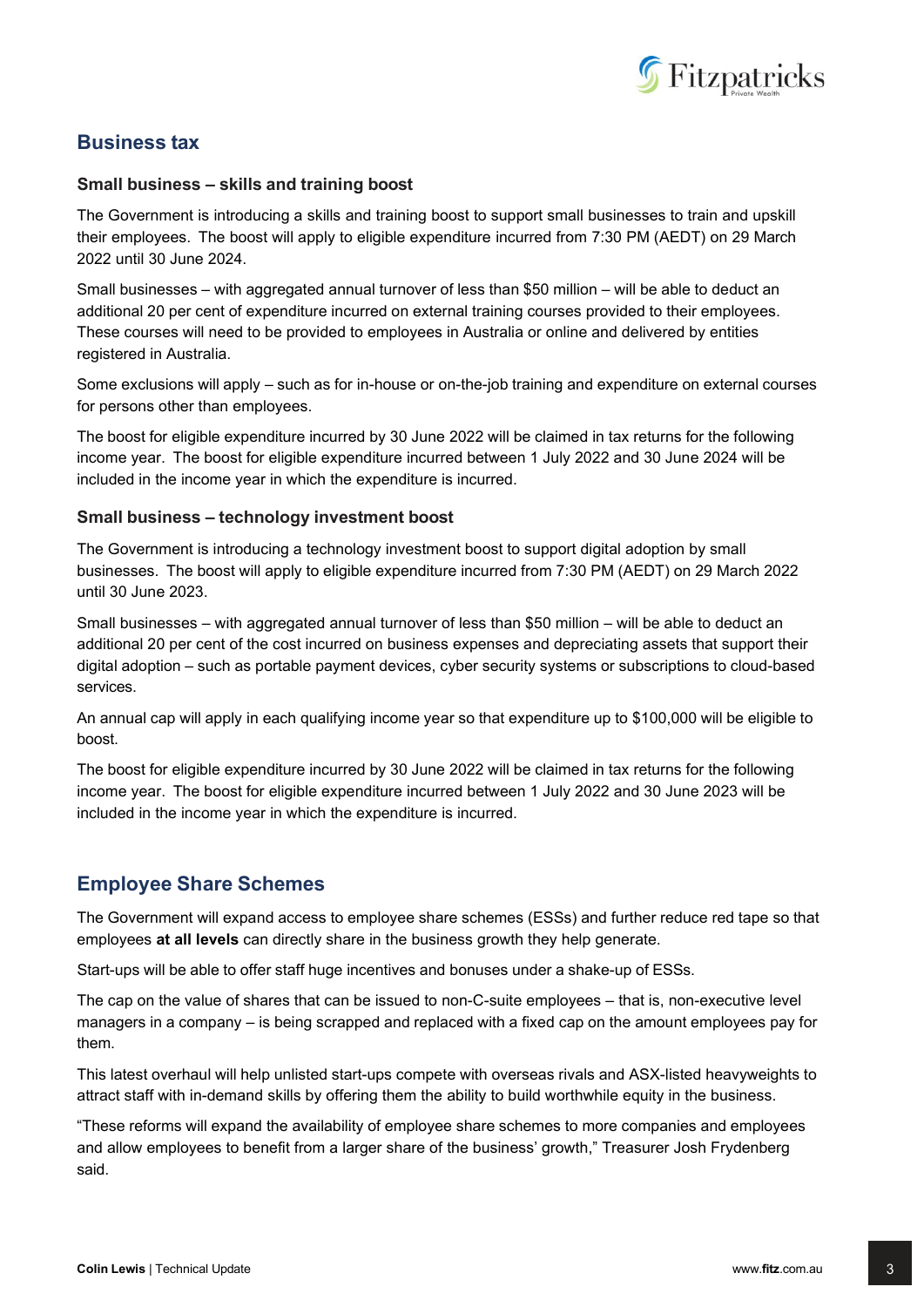## Business tax

### Small business – skills and training boost

The Government is introducing a skills and training boost to support small businesses to train and upskill their employees. The boost will apply to eligible expenditure incurred from 7:30 PM (AEDT) on 29 March 2022 until 30 June 2024.

Small businesses – with aggregated annual turnover of less than $50 million – will be able to deduct an additional 20 per cent of expenditure incurred on external training courses provided to their employees. These courses will need to be provided to employees in Australia or online and delivered by entities registered in Australia.

Some exclusions will apply – such as for in-house or on-the-job training and expenditure on external courses for persons other than employees.

The boost for eligible expenditure incurred by 30 June 2022 will be claimed in tax returns for the following income year. The boost for eligible expenditure incurred between 1 July 2022 and 30 June 2024 will be included in the income year in which the expenditure is incurred.

### Small business – technology investment boost

The Government is introducing a technology investment boost to support digital adoption by small businesses. The boost will apply to eligible expenditure incurred from 7:30 PM (AEDT) on 29 March 2022 until 30 June 2023.

Small businesses – with aggregated annual turnover of less than $50 million – will be able to deduct an additional 20 per cent of the cost incurred on business expenses and depreciating assets that support their digital adoption – such as portable payment devices, cyber security systems or subscriptions to cloud-based services.

An annual cap will apply in each qualifying income year so that expenditure up to $100,000 will be eligible to boost.

The boost for eligible expenditure incurred by 30 June 2022 will be claimed in tax returns for the following income year. The boost for eligible expenditure incurred between 1 July 2022 and 30 June 2023 will be included in the income year in which the expenditure is incurred.

## Employee Share Schemes

The Government will expand access to employee share schemes (ESSs) and further reduce red tape so that employees **at all levels** can directly share in the business growth they help generate.

Start-ups will be able to offer staff huge incentives and bonuses under a shake-up of ESSs.

The cap on the value of shares that can be issued to non-C-suite employees – that is, non-executive level managers in a company – is being scrapped and replaced with a fixed cap on the amount employees pay for them.

This latest overhaul will help unlisted start-ups compete with overseas rivals and ASX-listed heavyweights to attract staff with in-demand skills by offering them the ability to build worthwhile equity in the business.

"These reforms will expand the availability of employee share schemes to more companies and employees and allow employees to benefit from a larger share of the business' growth," Treasurer Josh Frydenberg said.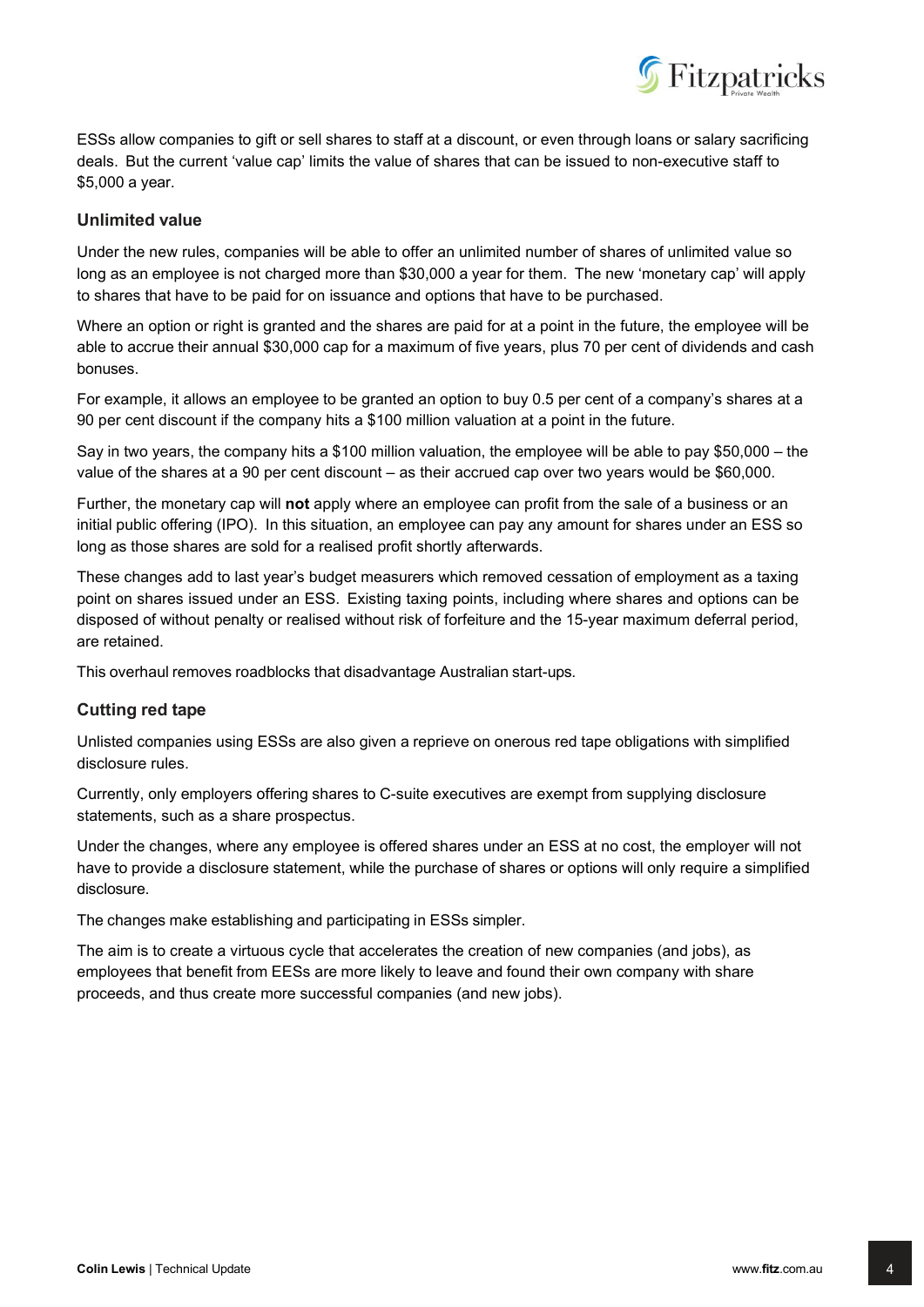ESSs allow companies to gift or sell shares to staff at a discount, or even through loans or salary sacrificing deals. But the current 'value cap' limits the value of shares that can be issued to non-executive staff to $5,000 a year.

### Unlimited value

Under the new rules, companies will be able to offer an unlimited number of shares of unlimited value so long as an employee is not charged more than $30,000 a year for them. The new 'monetary cap' will apply to shares that have to be paid for on issuance and options that have to be purchased.

Where an option or right is granted and the shares are paid for at a point in the future, the employee will be able to accrue their annual $30,000 cap for a maximum of five years, plus 70 per cent of dividends and cash bonuses.

For example, it allows an employee to be granted an option to buy 0.5 per cent of a company's shares at a 90 per cent discount if the company hits a $100 million valuation at a point in the future.

Say in two years, the company hits a $100 million valuation, the employee will be able to pay $50,000 – the value of the shares at a 90 per cent discount – as their accrued cap over two years would be $60,000.

Further, the monetary cap will **not** apply where an employee can profit from the sale of a business or an initial public offering (IPO). In this situation, an employee can pay any amount for shares under an ESS so long as those shares are sold for a realised profit shortly afterwards.

These changes add to last year's budget measurers which removed cessation of employment as a taxing point on shares issued under an ESS. Existing taxing points, including where shares and options can be disposed of without penalty or realised without risk of forfeiture and the 15-year maximum deferral period, are retained.

This overhaul removes roadblocks that disadvantage Australian start-ups.

### Cutting red tape

Unlisted companies using ESSs are also given a reprieve on onerous red tape obligations with simplified disclosure rules.

Currently, only employers offering shares to C-suite executives are exempt from supplying disclosure statements, such as a share prospectus.

Under the changes, where any employee is offered shares under an ESS at no cost, the employer will not have to provide a disclosure statement, while the purchase of shares or options will only require a simplified disclosure.

The changes make establishing and participating in ESSs simpler.

The aim is to create a virtuous cycle that accelerates the creation of new companies (and jobs), as employees that benefit from EESs are more likely to leave and found their own company with share proceeds, and thus create more successful companies (and new jobs).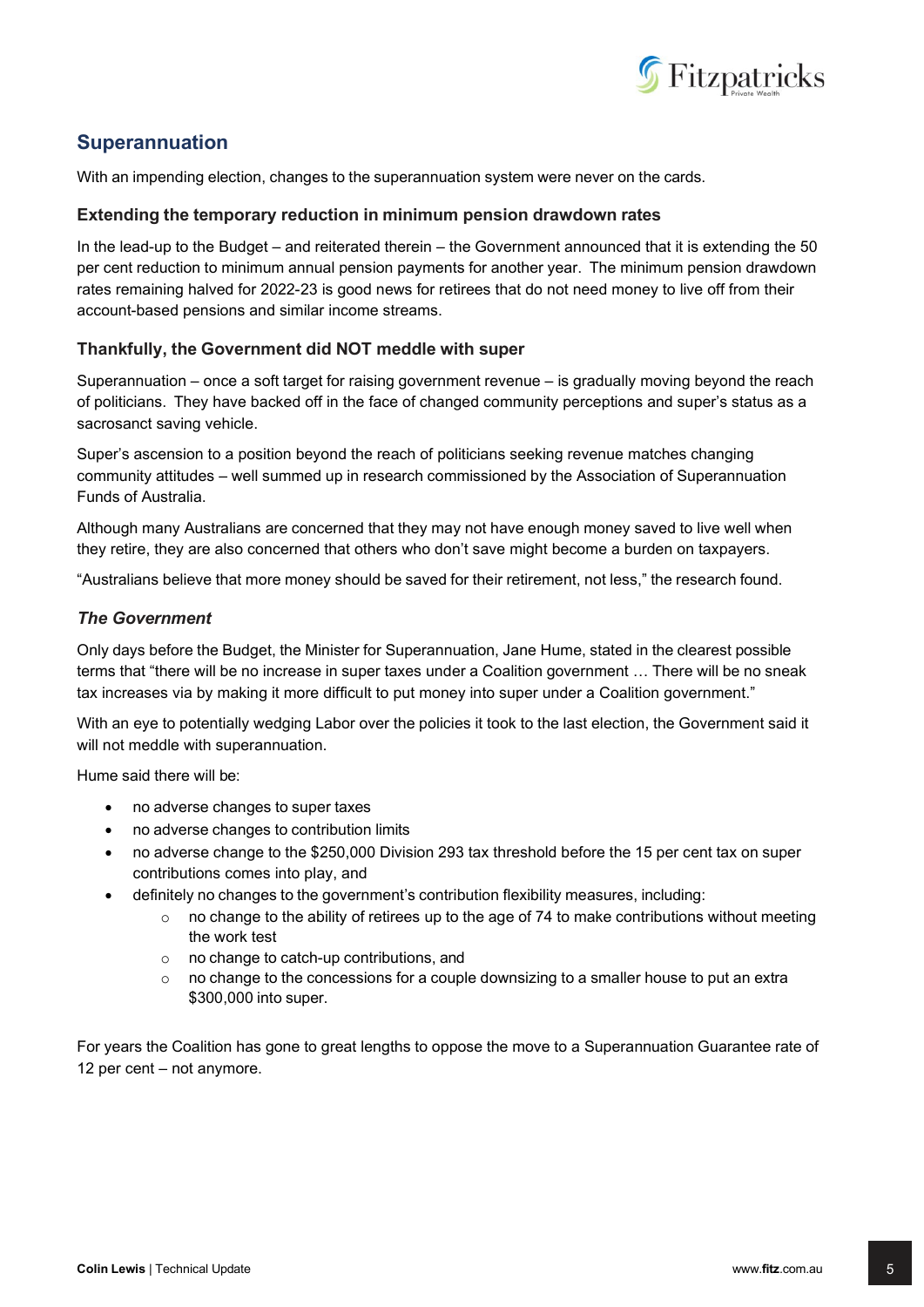## Superannuation

With an impending election, changes to the superannuation system were never on the cards.

### Extending the temporary reduction in minimum pension drawdown rates

In the lead-up to the Budget – and reiterated therein – the Government announced that it is extending the 50 per cent reduction to minimum annual pension payments for another year. The minimum pension drawdown rates remaining halved for 2022-23 is good news for retirees that do not need money to live off from their account-based pensions and similar income streams.

### Thankfully, the Government did NOT meddle with super

Superannuation – once a soft target for raising government revenue – is gradually moving beyond the reach of politicians. They have backed off in the face of changed community perceptions and super's status as a sacrosanct saving vehicle.

Super's ascension to a position beyond the reach of politicians seeking revenue matches changing community attitudes – well summed up in research commissioned by the Association of Superannuation Funds of Australia.

Although many Australians are concerned that they may not have enough money saved to live well when they retire, they are also concerned that others who don't save might become a burden on taxpayers.

"Australians believe that more money should be saved for their retirement, not less," the research found.

#### *The Government*

Only days before the Budget, the Minister for Superannuation, Jane Hume, stated in the clearest possible terms that "there will be no increase in super taxes under a Coalition government … There will be no sneak tax increases via by making it more difficult to put money into super under a Coalition government."

With an eye to potentially wedging Labor over the policies it took to the last election, the Government said it will not meddle with superannuation.

Hume said there will be:

- no adverse changes to super taxes
- no adverse changes to contribution limits
- no adverse change to the $250,000 Division 293 tax threshold before the 15 per cent tax on super contributions comes into play, and
- definitely no changes to the government's contribution flexibility measures, including:
  - no change to the ability of retirees up to the age of 74 to make contributions without meeting the work test
  - no change to catch-up contributions, and
  - no change to the concessions for a couple downsizing to a smaller house to put an extra $300,000 into super.

For years the Coalition has gone to great lengths to oppose the move to a Superannuation Guarantee rate of 12 per cent – not anymore.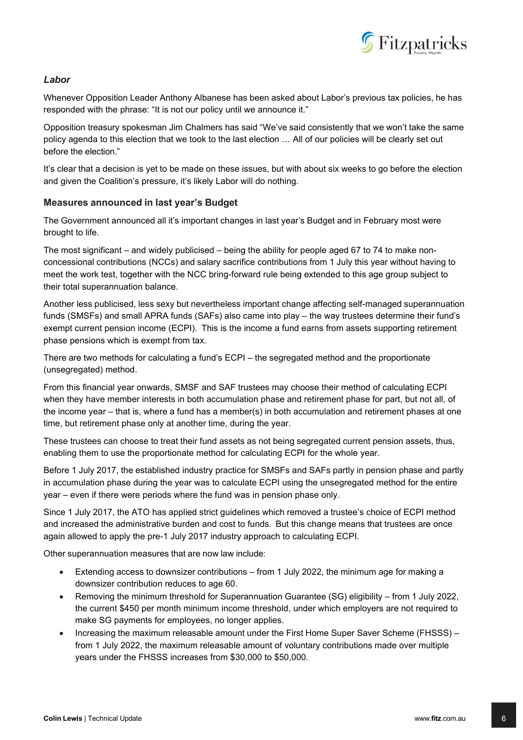### *Labor*

Whenever Opposition Leader Anthony Albanese has been asked about Labor's previous tax policies, he has responded with the phrase: "It is not our policy until we announce it."

Opposition treasury spokesman Jim Chalmers has said "We've said consistently that we won't take the same policy agenda to this election that we took to the last election … All of our policies will be clearly set out before the election."

It's clear that a decision is yet to be made on these issues, but with about six weeks to go before the election and given the Coalition's pressure, it's likely Labor will do nothing.

## Measures announced in last year's Budget

The Government announced all it's important changes in last year's Budget and in February most were brought to life.

The most significant – and widely publicised – being the ability for people aged 67 to 74 to make non-concessional contributions (NCCs) and salary sacrifice contributions from 1 July this year without having to meet the work test, together with the NCC bring-forward rule being extended to this age group subject to their total superannuation balance.

Another less publicised, less sexy but nevertheless important change affecting self-managed superannuation funds (SMSFs) and small APRA funds (SAFs) also came into play – the way trustees determine their fund's exempt current pension income (ECPI). This is the income a fund earns from assets supporting retirement phase pensions which is exempt from tax.

There are two methods for calculating a fund's ECPI – the segregated method and the proportionate (unsegregated) method.

From this financial year onwards, SMSF and SAF trustees may choose their method of calculating ECPI when they have member interests in both accumulation phase and retirement phase for part, but not all, of the income year – that is, where a fund has a member(s) in both accumulation and retirement phases at one time, but retirement phase only at another time, during the year.

These trustees can choose to treat their fund assets as not being segregated current pension assets, thus, enabling them to use the proportionate method for calculating ECPI for the whole year.

Before 1 July 2017, the established industry practice for SMSFs and SAFs partly in pension phase and partly in accumulation phase during the year was to calculate ECPI using the unsegregated method for the entire year – even if there were periods where the fund was in pension phase only.

Since 1 July 2017, the ATO has applied strict guidelines which removed a trustee's choice of ECPI method and increased the administrative burden and cost to funds. But this change means that trustees are once again allowed to apply the pre-1 July 2017 industry approach to calculating ECPI.

Other superannuation measures that are now law include:

- Extending access to downsizer contributions – from 1 July 2022, the minimum age for making a downsizer contribution reduces to age 60.
- Removing the minimum threshold for Superannuation Guarantee (SG) eligibility – from 1 July 2022, the current $450 per month minimum income threshold, under which employers are not required to make SG payments for employees, no longer applies.
- Increasing the maximum releasable amount under the First Home Super Saver Scheme (FHSSS) – from 1 July 2022, the maximum releasable amount of voluntary contributions made over multiple years under the FHSSS increases from $30,000 to $50,000.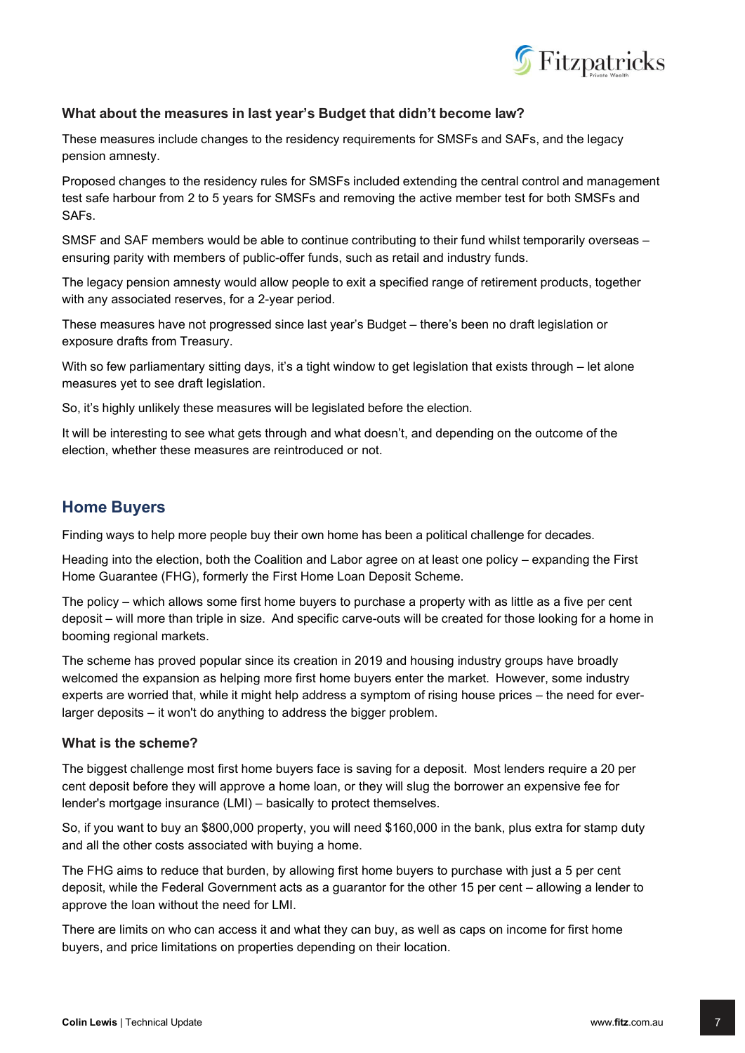### What about the measures in last year's Budget that didn't become law?

These measures include changes to the residency requirements for SMSFs and SAFs, and the legacy pension amnesty.

Proposed changes to the residency rules for SMSFs included extending the central control and management test safe harbour from 2 to 5 years for SMSFs and removing the active member test for both SMSFs and SAFs.

SMSF and SAF members would be able to continue contributing to their fund whilst temporarily overseas – ensuring parity with members of public-offer funds, such as retail and industry funds.

The legacy pension amnesty would allow people to exit a specified range of retirement products, together with any associated reserves, for a 2-year period.

These measures have not progressed since last year's Budget – there's been no draft legislation or exposure drafts from Treasury.

With so few parliamentary sitting days, it's a tight window to get legislation that exists through – let alone measures yet to see draft legislation.

So, it's highly unlikely these measures will be legislated before the election.

It will be interesting to see what gets through and what doesn't, and depending on the outcome of the election, whether these measures are reintroduced or not.

## Home Buyers

Finding ways to help more people buy their own home has been a political challenge for decades.

Heading into the election, both the Coalition and Labor agree on at least one policy – expanding the First Home Guarantee (FHG), formerly the First Home Loan Deposit Scheme.

The policy – which allows some first home buyers to purchase a property with as little as a five per cent deposit – will more than triple in size. And specific carve-outs will be created for those looking for a home in booming regional markets.

The scheme has proved popular since its creation in 2019 and housing industry groups have broadly welcomed the expansion as helping more first home buyers enter the market. However, some industry experts are worried that, while it might help address a symptom of rising house prices – the need for ever-larger deposits – it won't do anything to address the bigger problem.

### What is the scheme?

The biggest challenge most first home buyers face is saving for a deposit. Most lenders require a 20 per cent deposit before they will approve a home loan, or they will slug the borrower an expensive fee for lender's mortgage insurance (LMI) – basically to protect themselves.

So, if you want to buy an $800,000 property, you will need $160,000 in the bank, plus extra for stamp duty and all the other costs associated with buying a home.

The FHG aims to reduce that burden, by allowing first home buyers to purchase with just a 5 per cent deposit, while the Federal Government acts as a guarantor for the other 15 per cent – allowing a lender to approve the loan without the need for LMI.

There are limits on who can access it and what they can buy, as well as caps on income for first home buyers, and price limitations on properties depending on their location.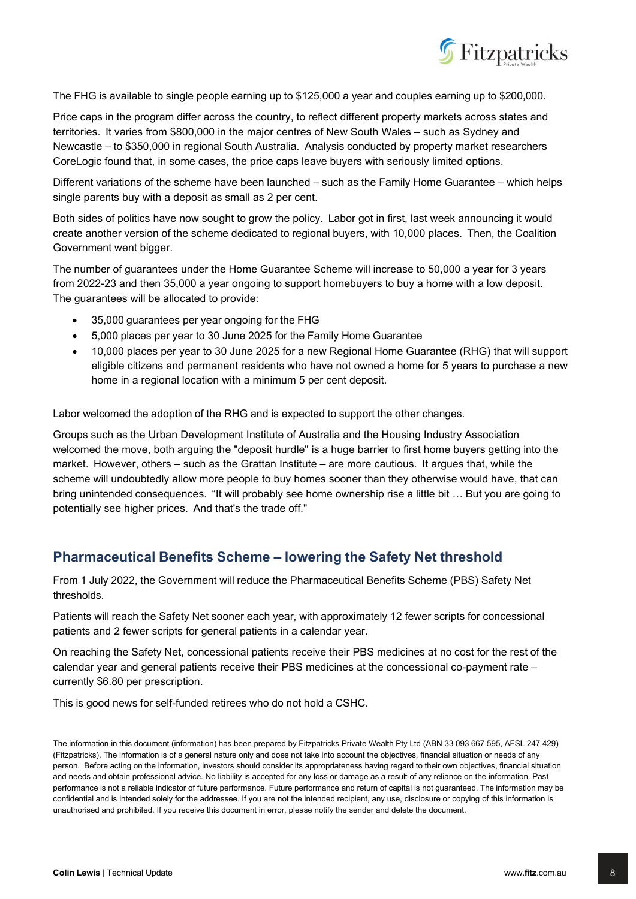The FHG is available to single people earning up to $125,000 a year and couples earning up to $200,000.

Price caps in the program differ across the country, to reflect different property markets across states and territories. It varies from $800,000 in the major centres of New South Wales – such as Sydney and Newcastle – to $350,000 in regional South Australia. Analysis conducted by property market researchers CoreLogic found that, in some cases, the price caps leave buyers with seriously limited options.

Different variations of the scheme have been launched – such as the Family Home Guarantee – which helps single parents buy with a deposit as small as 2 per cent.

Both sides of politics have now sought to grow the policy. Labor got in first, last week announcing it would create another version of the scheme dedicated to regional buyers, with 10,000 places. Then, the Coalition Government went bigger.

The number of guarantees under the Home Guarantee Scheme will increase to 50,000 a year for 3 years from 2022-23 and then 35,000 a year ongoing to support homebuyers to buy a home with a low deposit. The guarantees will be allocated to provide:

- 35,000 guarantees per year ongoing for the FHG
- 5,000 places per year to 30 June 2025 for the Family Home Guarantee
- 10,000 places per year to 30 June 2025 for a new Regional Home Guarantee (RHG) that will support eligible citizens and permanent residents who have not owned a home for 5 years to purchase a new home in a regional location with a minimum 5 per cent deposit.

Labor welcomed the adoption of the RHG and is expected to support the other changes.

Groups such as the Urban Development Institute of Australia and the Housing Industry Association welcomed the move, both arguing the "deposit hurdle" is a huge barrier to first home buyers getting into the market. However, others – such as the Grattan Institute – are more cautious. It argues that, while the scheme will undoubtedly allow more people to buy homes sooner than they otherwise would have, that can bring unintended consequences. "It will probably see home ownership rise a little bit … But you are going to potentially see higher prices. And that's the trade off."

## Pharmaceutical Benefits Scheme – lowering the Safety Net threshold

From 1 July 2022, the Government will reduce the Pharmaceutical Benefits Scheme (PBS) Safety Net thresholds.

Patients will reach the Safety Net sooner each year, with approximately 12 fewer scripts for concessional patients and 2 fewer scripts for general patients in a calendar year.

On reaching the Safety Net, concessional patients receive their PBS medicines at no cost for the rest of the calendar year and general patients receive their PBS medicines at the concessional co-payment rate – currently $6.80 per prescription.

This is good news for self-funded retirees who do not hold a CSHC.

The information in this document (information) has been prepared by Fitzpatricks Private Wealth Pty Ltd (ABN 33 093 667 595, AFSL 247 429) (Fitzpatricks). The information is of a general nature only and does not take into account the objectives, financial situation or needs of any person. Before acting on the information, investors should consider its appropriateness having regard to their own objectives, financial situation and needs and obtain professional advice. No liability is accepted for any loss or damage as a result of any reliance on the information. Past performance is not a reliable indicator of future performance. Future performance and return of capital is not guaranteed. The information may be confidential and is intended solely for the addressee. If you are not the intended recipient, any use, disclosure or copying of this information is unauthorised and prohibited. If you receive this document in error, please notify the sender and delete the document.